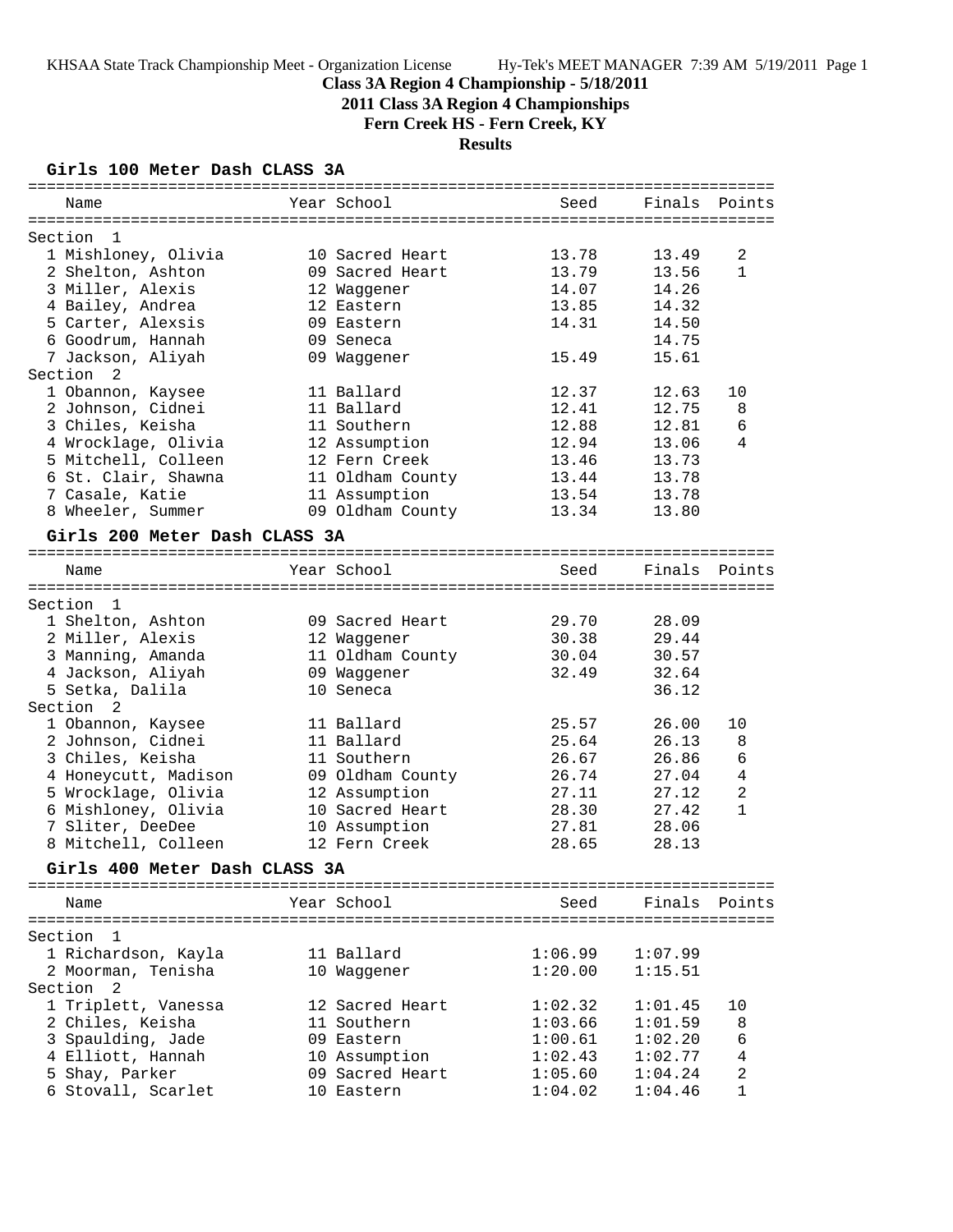**Class 3A Region 4 Championship - 5/18/2011**

**2011 Class 3A Region 4 Championships**

**Fern Creek HS - Fern Creek, KY**

**Results**

### Girls 100 Meter Dash CLASS 3A

| Name | Year | School | Seed | Finals | Points |
|---|---|---|---|---|---|
| **Section 1** | | | | | |
| 1 Mishloney, Olivia | 10 | Sacred Heart | 13.78 | 13.49 | 2 |
| 2 Shelton, Ashton | 09 | Sacred Heart | 13.79 | 13.56 | 1 |
| 3 Miller, Alexis | 12 | Waggener | 14.07 | 14.26 | |
| 4 Bailey, Andrea | 12 | Eastern | 13.85 | 14.32 | |
| 5 Carter, Alexsis | 09 | Eastern | 14.31 | 14.50 | |
| 6 Goodrum, Hannah | 09 | Seneca | | 14.75 | |
| 7 Jackson, Aliyah | 09 | Waggener | 15.49 | 15.61 | |
| **Section 2** | | | | | |
| 1 Obannon, Kaysee | 11 | Ballard | 12.37 | 12.63 | 10 |
| 2 Johnson, Cidnei | 11 | Ballard | 12.41 | 12.75 | 8 |
| 3 Chiles, Keisha | 11 | Southern | 12.88 | 12.81 | 6 |
| 4 Wrocklage, Olivia | 12 | Assumption | 12.94 | 13.06 | 4 |
| 5 Mitchell, Colleen | 12 | Fern Creek | 13.46 | 13.73 | |
| 6 St. Clair, Shawna | 11 | Oldham County | 13.44 | 13.78 | |
| 7 Casale, Katie | 11 | Assumption | 13.54 | 13.78 | |
| 8 Wheeler, Summer | 09 | Oldham County | 13.34 | 13.80 | |

### Girls 200 Meter Dash CLASS 3A

| Name | Year | School | Seed | Finals | Points |
|---|---|---|---|---|---|
| **Section 1** | | | | | |
| 1 Shelton, Ashton | 09 | Sacred Heart | 29.70 | 28.09 | |
| 2 Miller, Alexis | 12 | Waggener | 30.38 | 29.44 | |
| 3 Manning, Amanda | 11 | Oldham County | 30.04 | 30.57 | |
| 4 Jackson, Aliyah | 09 | Waggener | 32.49 | 32.64 | |
| 5 Setka, Dalila | 10 | Seneca | | 36.12 | |
| **Section 2** | | | | | |
| 1 Obannon, Kaysee | 11 | Ballard | 25.57 | 26.00 | 10 |
| 2 Johnson, Cidnei | 11 | Ballard | 25.64 | 26.13 | 8 |
| 3 Chiles, Keisha | 11 | Southern | 26.67 | 26.86 | 6 |
| 4 Honeycutt, Madison | 09 | Oldham County | 26.74 | 27.04 | 4 |
| 5 Wrocklage, Olivia | 12 | Assumption | 27.11 | 27.12 | 2 |
| 6 Mishloney, Olivia | 10 | Sacred Heart | 28.30 | 27.42 | 1 |
| 7 Sliter, DeeDee | 10 | Assumption | 27.81 | 28.06 | |
| 8 Mitchell, Colleen | 12 | Fern Creek | 28.65 | 28.13 | |

### Girls 400 Meter Dash CLASS 3A

| Name | Year | School | Seed | Finals | Points |
|---|---|---|---|---|---|
| **Section 1** | | | | | |
| 1 Richardson, Kayla | 11 | Ballard | 1:06.99 | 1:07.99 | |
| 2 Moorman, Tenisha | 10 | Waggener | 1:20.00 | 1:15.51 | |
| **Section 2** | | | | | |
| 1 Triplett, Vanessa | 12 | Sacred Heart | 1:02.32 | 1:01.45 | 10 |
| 2 Chiles, Keisha | 11 | Southern | 1:03.66 | 1:01.59 | 8 |
| 3 Spaulding, Jade | 09 | Eastern | 1:00.61 | 1:02.20 | 6 |
| 4 Elliott, Hannah | 10 | Assumption | 1:02.43 | 1:02.77 | 4 |
| 5 Shay, Parker | 09 | Sacred Heart | 1:05.60 | 1:04.24 | 2 |
| 6 Stovall, Scarlet | 10 | Eastern | 1:04.02 | 1:04.46 | 1 |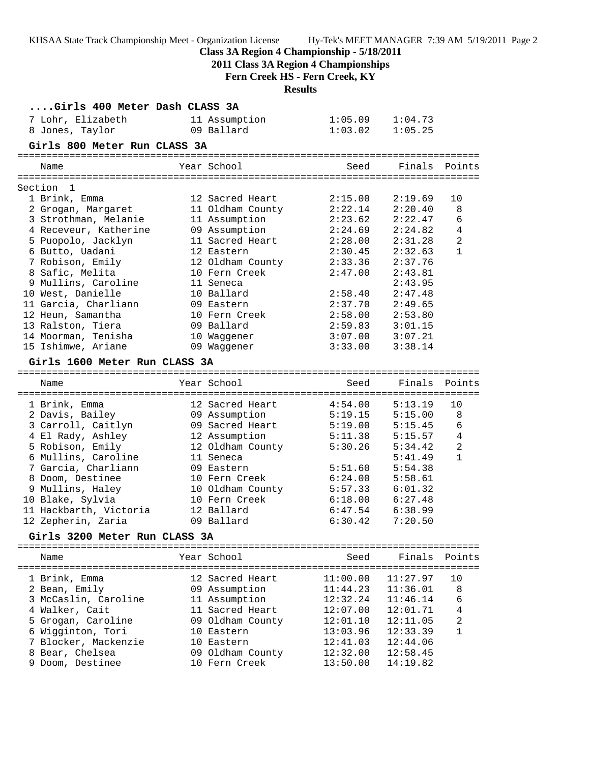## Class 3A Region 4 Championship - 5/18/2011

### 2011 Class 3A Region 4 Championships

### Fern Creek HS - Fern Creek, KY

### Results

#### ....Girls 400 Meter Dash CLASS 3A

| Place | Name | Year | School | Seed | Finals |
|---|---|---|---|---|---|
| 7 | Lohr, Elizabeth | 11 | Assumption | 1:05.09 | 1:04.73 |
| 8 | Jones, Taylor | 09 | Ballard | 1:03.02 | 1:05.25 |

#### Girls 800 Meter Run CLASS 3A

Section 1

| Place | Name | Year | School | Seed | Finals | Points |
|---|---|---|---|---|---|---|
| 1 | Brink, Emma | 12 | Sacred Heart | 2:15.00 | 2:19.69 | 10 |
| 2 | Grogan, Margaret | 11 | Oldham County | 2:22.14 | 2:20.40 | 8 |
| 3 | Strothman, Melanie | 11 | Assumption | 2:23.62 | 2:22.47 | 6 |
| 4 | Receveur, Katherine | 09 | Assumption | 2:24.69 | 2:24.82 | 4 |
| 5 | Puopolo, Jacklyn | 11 | Sacred Heart | 2:28.00 | 2:31.28 | 2 |
| 6 | Butto, Uadani | 12 | Eastern | 2:30.45 | 2:32.63 | 1 |
| 7 | Robison, Emily | 12 | Oldham County | 2:33.36 | 2:37.76 | |
| 8 | Safic, Melita | 10 | Fern Creek | 2:47.00 | 2:43.81 | |
| 9 | Mullins, Caroline | 11 | Seneca | | 2:43.95 | |
| 10 | West, Danielle | 10 | Ballard | 2:58.40 | 2:47.48 | |
| 11 | Garcia, Charliann | 09 | Eastern | 2:37.70 | 2:49.65 | |
| 12 | Heun, Samantha | 10 | Fern Creek | 2:58.00 | 2:53.80 | |
| 13 | Ralston, Tiera | 09 | Ballard | 2:59.83 | 3:01.15 | |
| 14 | Moorman, Tenisha | 10 | Waggener | 3:07.00 | 3:07.21 | |
| 15 | Ishimwe, Ariane | 09 | Waggener | 3:33.00 | 3:38.14 | |

#### Girls 1600 Meter Run CLASS 3A

| Place | Name | Year | School | Seed | Finals | Points |
|---|---|---|---|---|---|---|
| 1 | Brink, Emma | 12 | Sacred Heart | 4:54.00 | 5:13.19 | 10 |
| 2 | Davis, Bailey | 09 | Assumption | 5:19.15 | 5:15.00 | 8 |
| 3 | Carroll, Caitlyn | 09 | Sacred Heart | 5:19.00 | 5:15.45 | 6 |
| 4 | El Rady, Ashley | 12 | Assumption | 5:11.38 | 5:15.57 | 4 |
| 5 | Robison, Emily | 12 | Oldham County | 5:30.26 | 5:34.42 | 2 |
| 6 | Mullins, Caroline | 11 | Seneca | | 5:41.49 | 1 |
| 7 | Garcia, Charliann | 09 | Eastern | 5:51.60 | 5:54.38 | |
| 8 | Doom, Destinee | 10 | Fern Creek | 6:24.00 | 5:58.61 | |
| 9 | Mullins, Haley | 10 | Oldham County | 5:57.33 | 6:01.32 | |
| 10 | Blake, Sylvia | 10 | Fern Creek | 6:18.00 | 6:27.48 | |
| 11 | Hackbarth, Victoria | 12 | Ballard | 6:47.54 | 6:38.99 | |
| 12 | Zepherin, Zaria | 09 | Ballard | 6:30.42 | 7:20.50 | |

#### Girls 3200 Meter Run CLASS 3A

| Place | Name | Year | School | Seed | Finals | Points |
|---|---|---|---|---|---|---|
| 1 | Brink, Emma | 12 | Sacred Heart | 11:00.00 | 11:27.97 | 10 |
| 2 | Bean, Emily | 09 | Assumption | 11:44.23 | 11:36.01 | 8 |
| 3 | McCaslin, Caroline | 11 | Assumption | 12:32.24 | 11:46.14 | 6 |
| 4 | Walker, Cait | 11 | Sacred Heart | 12:07.00 | 12:01.71 | 4 |
| 5 | Grogan, Caroline | 09 | Oldham County | 12:01.10 | 12:11.05 | 2 |
| 6 | Wigginton, Tori | 10 | Eastern | 13:03.96 | 12:33.39 | 1 |
| 7 | Blocker, Mackenzie | 10 | Eastern | 12:41.03 | 12:44.06 | |
| 8 | Bear, Chelsea | 09 | Oldham County | 12:32.00 | 12:58.45 | |
| 9 | Doom, Destinee | 10 | Fern Creek | 13:50.00 | 14:19.82 | |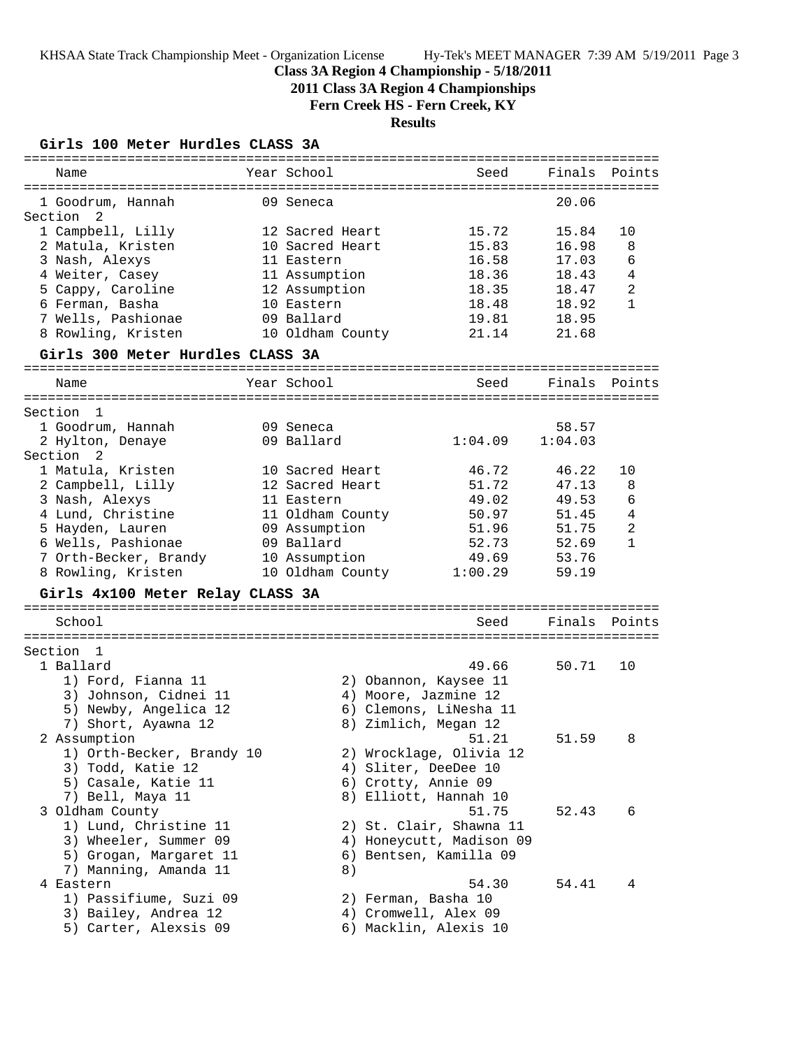## Class 3A Region 4 Championship - 5/18/2011

### 2011 Class 3A Region 4 Championships

### Fern Creek HS - Fern Creek, KY

### Results

#### Girls 100 Meter Hurdles CLASS 3A

| Name | Year | School | Seed | Finals | Points |
|---|---|---|---|---|---|
| 1 Goodrum, Hannah | 09 | Seneca | | 20.06 | |
| **Section 2** | | | | | |
| 1 Campbell, Lilly | 12 | Sacred Heart | 15.72 | 15.84 | 10 |
| 2 Matula, Kristen | 10 | Sacred Heart | 15.83 | 16.98 | 8 |
| 3 Nash, Alexys | 11 | Eastern | 16.58 | 17.03 | 6 |
| 4 Weiter, Casey | 11 | Assumption | 18.36 | 18.43 | 4 |
| 5 Cappy, Caroline | 12 | Assumption | 18.35 | 18.47 | 2 |
| 6 Ferman, Basha | 10 | Eastern | 18.48 | 18.92 | 1 |
| 7 Wells, Pashionae | 09 | Ballard | 19.81 | 18.95 | |
| 8 Rowling, Kristen | 10 | Oldham County | 21.14 | 21.68 | |

#### Girls 300 Meter Hurdles CLASS 3A

| Name | Year | School | Seed | Finals | Points |
|---|---|---|---|---|---|
| **Section 1** | | | | | |
| 1 Goodrum, Hannah | 09 | Seneca | | 58.57 | |
| 2 Hylton, Denaye | 09 | Ballard | 1:04.09 | 1:04.03 | |
| **Section 2** | | | | | |
| 1 Matula, Kristen | 10 | Sacred Heart | 46.72 | 46.22 | 10 |
| 2 Campbell, Lilly | 12 | Sacred Heart | 51.72 | 47.13 | 8 |
| 3 Nash, Alexys | 11 | Eastern | 49.02 | 49.53 | 6 |
| 4 Lund, Christine | 11 | Oldham County | 50.97 | 51.45 | 4 |
| 5 Hayden, Lauren | 09 | Assumption | 51.96 | 51.75 | 2 |
| 6 Wells, Pashionae | 09 | Ballard | 52.73 | 52.69 | 1 |
| 7 Orth-Becker, Brandy | 10 | Assumption | 49.69 | 53.76 | |
| 8 Rowling, Kristen | 10 | Oldham County | 1:00.29 | 59.19 | |

#### Girls 4x100 Meter Relay CLASS 3A

| School | Seed | Finals | Points |
|---|---|---|---|
| **Section 1** | | | |
| 1 Ballard | 49.66 | 50.71 | 10 |
| 2 Assumption | 51.21 | 51.59 | 8 |
| 3 Oldham County | 51.75 | 52.43 | 6 |
| 4 Eastern | 54.30 | 54.41 | 4 |

1 Ballard:
1) Ford, Fianna 11; 2) Obannon, Kaysee 11; 3) Johnson, Cidnei 11; 4) Moore, Jazmine 12; 5) Newby, Angelica 12; 6) Clemons, LiNesha 11; 7) Short, Ayawna 12; 8) Zimlich, Megan 12

2 Assumption:
1) Orth-Becker, Brandy 10; 2) Wrocklage, Olivia 12; 3) Todd, Katie 12; 4) Sliter, DeeDee 10; 5) Casale, Katie 11; 6) Crotty, Annie 09; 7) Bell, Maya 11; 8) Elliott, Hannah 10

3 Oldham County:
1) Lund, Christine 11; 2) St. Clair, Shawna 11; 3) Wheeler, Summer 09; 4) Honeycutt, Madison 09; 5) Grogan, Margaret 11; 6) Bentsen, Kamilla 09; 7) Manning, Amanda 11; 8)

4 Eastern:
1) Passifiume, Suzi 09; 2) Ferman, Basha 10; 3) Bailey, Andrea 12; 4) Cromwell, Alex 09; 5) Carter, Alexsis 09; 6) Macklin, Alexis 10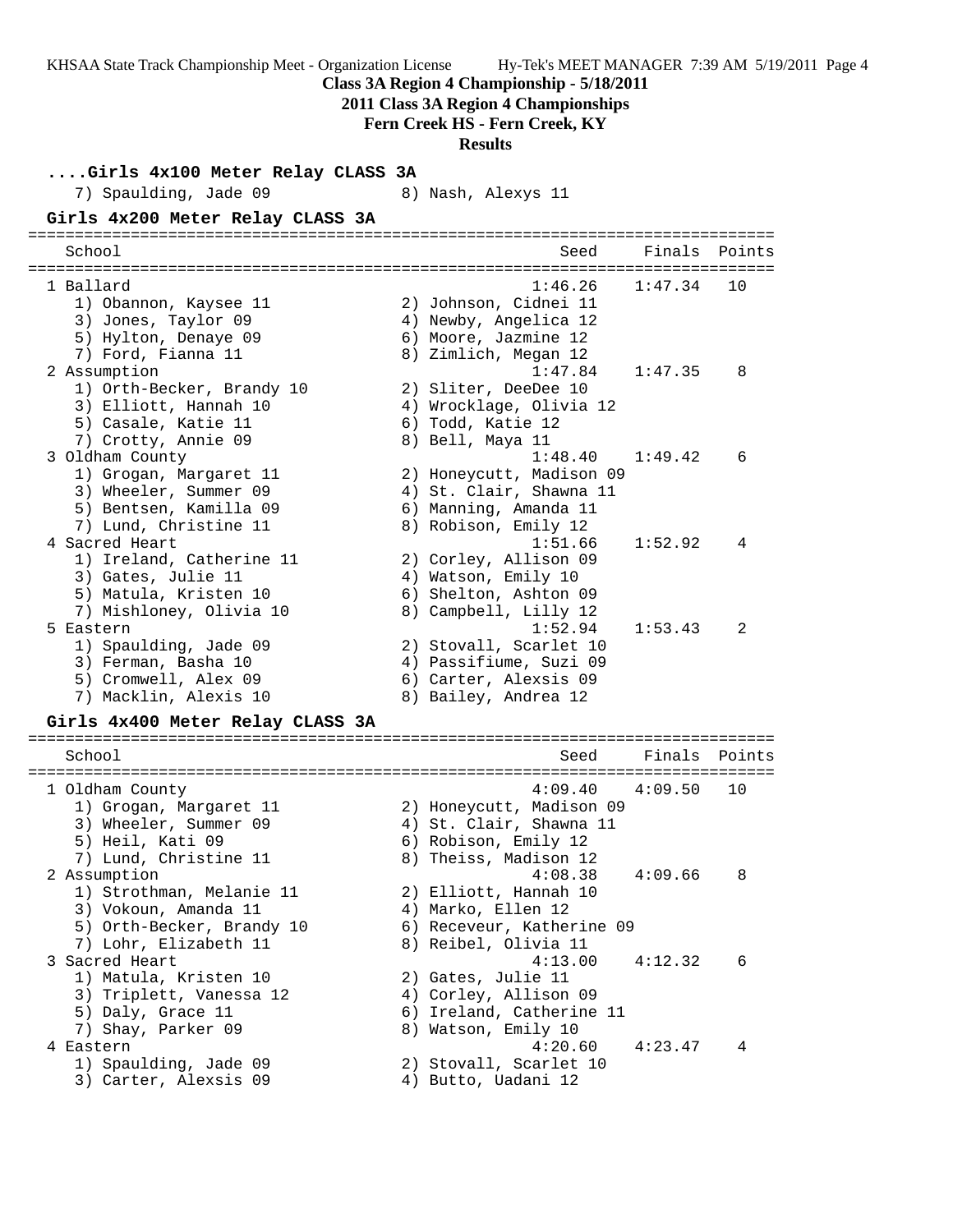**Class 3A Region 4 Championship - 5/18/2011**

**2011 Class 3A Region 4 Championships**

**Fern Creek HS - Fern Creek, KY**

**Results**

### ....Girls 4x100 Meter Relay CLASS 3A

7) Spaulding, Jade 09 8) Nash, Alexys 11

### Girls 4x200 Meter Relay CLASS 3A

| School | Seed | Finals | Points |
|---|---|---|---|
| 1 Ballard | 1:46.26 | 1:47.34 | 10 |
| 1) Obannon, Kaysee 11; 2) Johnson, Cidnei 11; 3) Jones, Taylor 09; 4) Newby, Angelica 12; 5) Hylton, Denaye 09; 6) Moore, Jazmine 12; 7) Ford, Fianna 11; 8) Zimlich, Megan 12 | | | |
| 2 Assumption | 1:47.84 | 1:47.35 | 8 |
| 1) Orth-Becker, Brandy 10; 2) Sliter, DeeDee 10; 3) Elliott, Hannah 10; 4) Wrocklage, Olivia 12; 5) Casale, Katie 11; 6) Todd, Katie 12; 7) Crotty, Annie 09; 8) Bell, Maya 11 | | | |
| 3 Oldham County | 1:48.40 | 1:49.42 | 6 |
| 1) Grogan, Margaret 11; 2) Honeycutt, Madison 09; 3) Wheeler, Summer 09; 4) St. Clair, Shawna 11; 5) Bentsen, Kamilla 09; 6) Manning, Amanda 11; 7) Lund, Christine 11; 8) Robison, Emily 12 | | | |
| 4 Sacred Heart | 1:51.66 | 1:52.92 | 4 |
| 1) Ireland, Catherine 11; 2) Corley, Allison 09; 3) Gates, Julie 11; 4) Watson, Emily 10; 5) Matula, Kristen 10; 6) Shelton, Ashton 09; 7) Mishloney, Olivia 10; 8) Campbell, Lilly 12 | | | |
| 5 Eastern | 1:52.94 | 1:53.43 | 2 |
| 1) Spaulding, Jade 09; 2) Stovall, Scarlet 10; 3) Ferman, Basha 10; 4) Passifiume, Suzi 09; 5) Cromwell, Alex 09; 6) Carter, Alexsis 09; 7) Macklin, Alexis 10; 8) Bailey, Andrea 12 | | | |

### Girls 4x400 Meter Relay CLASS 3A

| School | Seed | Finals | Points |
|---|---|---|---|
| 1 Oldham County | 4:09.40 | 4:09.50 | 10 |
| 1) Grogan, Margaret 11; 2) Honeycutt, Madison 09; 3) Wheeler, Summer 09; 4) St. Clair, Shawna 11; 5) Heil, Kati 09; 6) Robison, Emily 12; 7) Lund, Christine 11; 8) Theiss, Madison 12 | | | |
| 2 Assumption | 4:08.38 | 4:09.66 | 8 |
| 1) Strothman, Melanie 11; 2) Elliott, Hannah 10; 3) Vokoun, Amanda 11; 4) Marko, Ellen 12; 5) Orth-Becker, Brandy 10; 6) Receveur, Katherine 09; 7) Lohr, Elizabeth 11; 8) Reibel, Olivia 11 | | | |
| 3 Sacred Heart | 4:13.00 | 4:12.32 | 6 |
| 1) Matula, Kristen 10; 2) Gates, Julie 11; 3) Triplett, Vanessa 12; 4) Corley, Allison 09; 5) Daly, Grace 11; 6) Ireland, Catherine 11; 7) Shay, Parker 09; 8) Watson, Emily 10 | | | |
| 4 Eastern | 4:20.60 | 4:23.47 | 4 |
| 1) Spaulding, Jade 09; 2) Stovall, Scarlet 10; 3) Carter, Alexsis 09; 4) Butto, Uadani 12 | | | |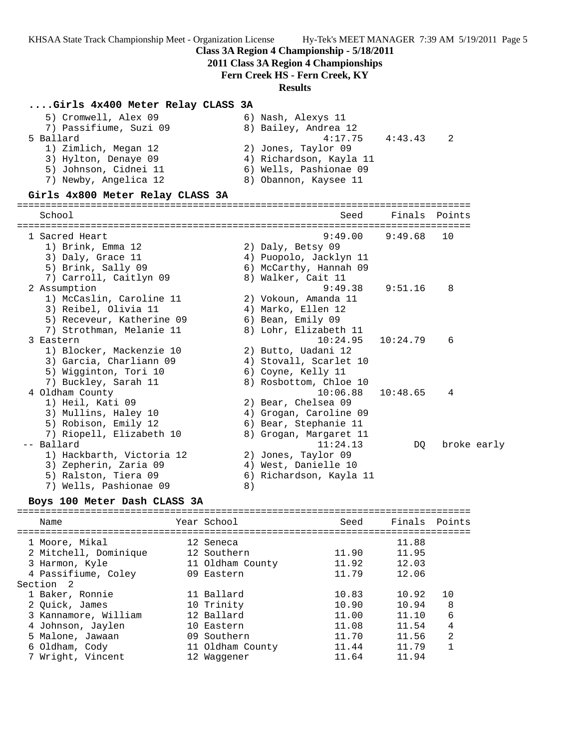## Class 3A Region 4 Championship - 5/18/2011

### 2011 Class 3A Region 4 Championships

### Fern Creek HS - Fern Creek, KY

### Results

#### ....Girls 4x400 Meter Relay CLASS 3A

| School | Seed | Finals | Points |
|---|---|---|---|
| 5) Cromwell, Alex 09 / 6) Nash, Alexys 11 | | | |
| 7) Passifiume, Suzi 09 / 8) Bailey, Andrea 12 | | | |
| 5 Ballard | 4:17.75 | 4:43.43 | 2 |
| 1) Zimlich, Megan 12 / 2) Jones, Taylor 09 | | | |
| 3) Hylton, Denaye 09 / 4) Richardson, Kayla 11 | | | |
| 5) Johnson, Cidnei 11 / 6) Wells, Pashionae 09 | | | |
| 7) Newby, Angelica 12 / 8) Obannon, Kaysee 11 | | | |

#### Girls 4x800 Meter Relay CLASS 3A

| School | Seed | Finals | Points |
|---|---|---|---|
| 1 Sacred Heart | 9:49.00 | 9:49.68 | 10 |
| 1) Brink, Emma 12 / 2) Daly, Betsy 09 | | | |
| 3) Daly, Grace 11 / 4) Puopolo, Jacklyn 11 | | | |
| 5) Brink, Sally 09 / 6) McCarthy, Hannah 09 | | | |
| 7) Carroll, Caitlyn 09 / 8) Walker, Cait 11 | | | |
| 2 Assumption | 9:49.38 | 9:51.16 | 8 |
| 1) McCaslin, Caroline 11 / 2) Vokoun, Amanda 11 | | | |
| 3) Reibel, Olivia 11 / 4) Marko, Ellen 12 | | | |
| 5) Receveur, Katherine 09 / 6) Bean, Emily 09 | | | |
| 7) Strothman, Melanie 11 / 8) Lohr, Elizabeth 11 | | | |
| 3 Eastern | 10:24.95 | 10:24.79 | 6 |
| 1) Blocker, Mackenzie 10 / 2) Butto, Uadani 12 | | | |
| 3) Garcia, Charliann 09 / 4) Stovall, Scarlet 10 | | | |
| 5) Wigginton, Tori 10 / 6) Coyne, Kelly 11 | | | |
| 7) Buckley, Sarah 11 / 8) Rosbottom, Chloe 10 | | | |
| 4 Oldham County | 10:06.88 | 10:48.65 | 4 |
| 1) Heil, Kati 09 / 2) Bear, Chelsea 09 | | | |
| 3) Mullins, Haley 10 / 4) Grogan, Caroline 09 | | | |
| 5) Robison, Emily 12 / 6) Bear, Stephanie 11 | | | |
| 7) Riopell, Elizabeth 10 / 8) Grogan, Margaret 11 | | | |
| -- Ballard | 11:24.13 | DQ | broke early |
| 1) Hackbarth, Victoria 12 / 2) Jones, Taylor 09 | | | |
| 3) Zepherin, Zaria 09 / 4) West, Danielle 10 | | | |
| 5) Ralston, Tiera 09 / 6) Richardson, Kayla 11 | | | |
| 7) Wells, Pashionae 09 / 8) | | | |

#### Boys 100 Meter Dash CLASS 3A

| Name | Year | School | Seed | Finals | Points |
|---|---|---|---|---|---|
| 1 Moore, Mikal | 12 | Seneca | | 11.88 | |
| 2 Mitchell, Dominique | 12 | Southern | 11.90 | 11.95 | |
| 3 Harmon, Kyle | 11 | Oldham County | 11.92 | 12.03 | |
| 4 Passifiume, Coley | 09 | Eastern | 11.79 | 12.06 | |
| **Section 2** | | | | | |
| 1 Baker, Ronnie | 11 | Ballard | 10.83 | 10.92 | 10 |
| 2 Quick, James | 10 | Trinity | 10.90 | 10.94 | 8 |
| 3 Kannamore, William | 12 | Ballard | 11.00 | 11.10 | 6 |
| 4 Johnson, Jaylen | 10 | Eastern | 11.08 | 11.54 | 4 |
| 5 Malone, Jawaan | 09 | Southern | 11.70 | 11.56 | 2 |
| 6 Oldham, Cody | 11 | Oldham County | 11.44 | 11.79 | 1 |
| 7 Wright, Vincent | 12 | Waggener | 11.64 | 11.94 | |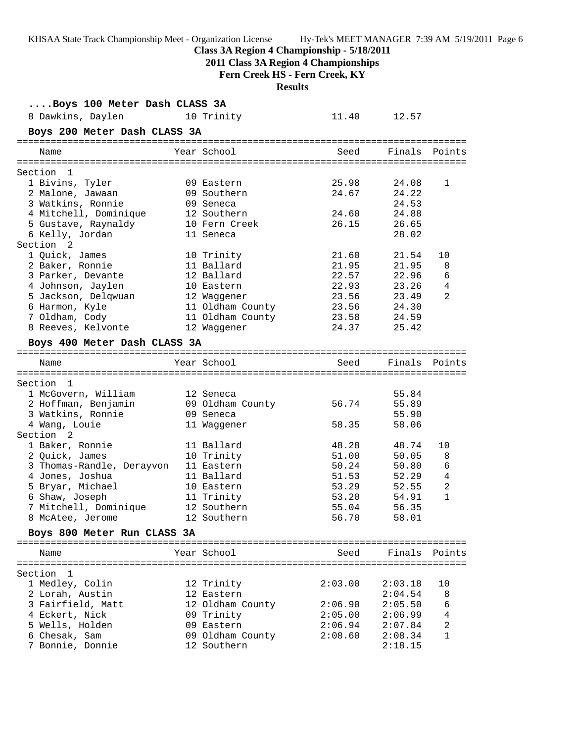**Class 3A Region 4 Championship - 5/18/2011**

**2011 Class 3A Region 4 Championships**

**Fern Creek HS - Fern Creek, KY**

**Results**

### ....Boys 100 Meter Dash CLASS 3A

| Place | Name | Year | School | Seed | Finals | Points |
|---|---|---|---|---|---|---|
| 8 | Dawkins, Daylen | 10 | Trinity | 11.40 | 12.57 | |

### Boys 200 Meter Dash CLASS 3A

| Place | Name | Year | School | Seed | Finals | Points |
|---|---|---|---|---|---|---|
| **Section 1** | | | | | | |
| 1 | Bivins, Tyler | 09 | Eastern | 25.98 | 24.08 | 1 |
| 2 | Malone, Jawaan | 09 | Southern | 24.67 | 24.22 | |
| 3 | Watkins, Ronnie | 09 | Seneca | | 24.53 | |
| 4 | Mitchell, Dominique | 12 | Southern | 24.60 | 24.88 | |
| 5 | Gustave, Raynaldy | 10 | Fern Creek | 26.15 | 26.65 | |
| 6 | Kelly, Jordan | 11 | Seneca | | 28.02 | |
| **Section 2** | | | | | | |
| 1 | Quick, James | 10 | Trinity | 21.60 | 21.54 | 10 |
| 2 | Baker, Ronnie | 11 | Ballard | 21.95 | 21.95 | 8 |
| 3 | Parker, Devante | 12 | Ballard | 22.57 | 22.96 | 6 |
| 4 | Johnson, Jaylen | 10 | Eastern | 22.93 | 23.26 | 4 |
| 5 | Jackson, Delqwuan | 12 | Waggener | 23.56 | 23.49 | 2 |
| 6 | Harmon, Kyle | 11 | Oldham County | 23.56 | 24.30 | |
| 7 | Oldham, Cody | 11 | Oldham County | 23.58 | 24.59 | |
| 8 | Reeves, Kelvonte | 12 | Waggener | 24.37 | 25.42 | |

### Boys 400 Meter Dash CLASS 3A

| Place | Name | Year | School | Seed | Finals | Points |
|---|---|---|---|---|---|---|
| **Section 1** | | | | | | |
| 1 | McGovern, William | 12 | Seneca | | 55.84 | |
| 2 | Hoffman, Benjamin | 09 | Oldham County | 56.74 | 55.89 | |
| 3 | Watkins, Ronnie | 09 | Seneca | | 55.90 | |
| 4 | Wang, Louie | 11 | Waggener | 58.35 | 58.06 | |
| **Section 2** | | | | | | |
| 1 | Baker, Ronnie | 11 | Ballard | 48.28 | 48.74 | 10 |
| 2 | Quick, James | 10 | Trinity | 51.00 | 50.05 | 8 |
| 3 | Thomas-Randle, Derayvon | 11 | Eastern | 50.24 | 50.80 | 6 |
| 4 | Jones, Joshua | 11 | Ballard | 51.53 | 52.29 | 4 |
| 5 | Bryar, Michael | 10 | Eastern | 53.29 | 52.55 | 2 |
| 6 | Shaw, Joseph | 11 | Trinity | 53.20 | 54.91 | 1 |
| 7 | Mitchell, Dominique | 12 | Southern | 55.04 | 56.35 | |
| 8 | McAtee, Jerome | 12 | Southern | 56.70 | 58.01 | |

### Boys 800 Meter Run CLASS 3A

| Place | Name | Year | School | Seed | Finals | Points |
|---|---|---|---|---|---|---|
| **Section 1** | | | | | | |
| 1 | Medley, Colin | 12 | Trinity | 2:03.00 | 2:03.18 | 10 |
| 2 | Lorah, Austin | 12 | Eastern | | 2:04.54 | 8 |
| 3 | Fairfield, Matt | 12 | Oldham County | 2:06.90 | 2:05.50 | 6 |
| 4 | Eckert, Nick | 09 | Trinity | 2:05.00 | 2:06.99 | 4 |
| 5 | Wells, Holden | 09 | Eastern | 2:06.94 | 2:07.84 | 2 |
| 6 | Chesak, Sam | 09 | Oldham County | 2:08.60 | 2:08.34 | 1 |
| 7 | Bonnie, Donnie | 12 | Southern | | 2:18.15 | |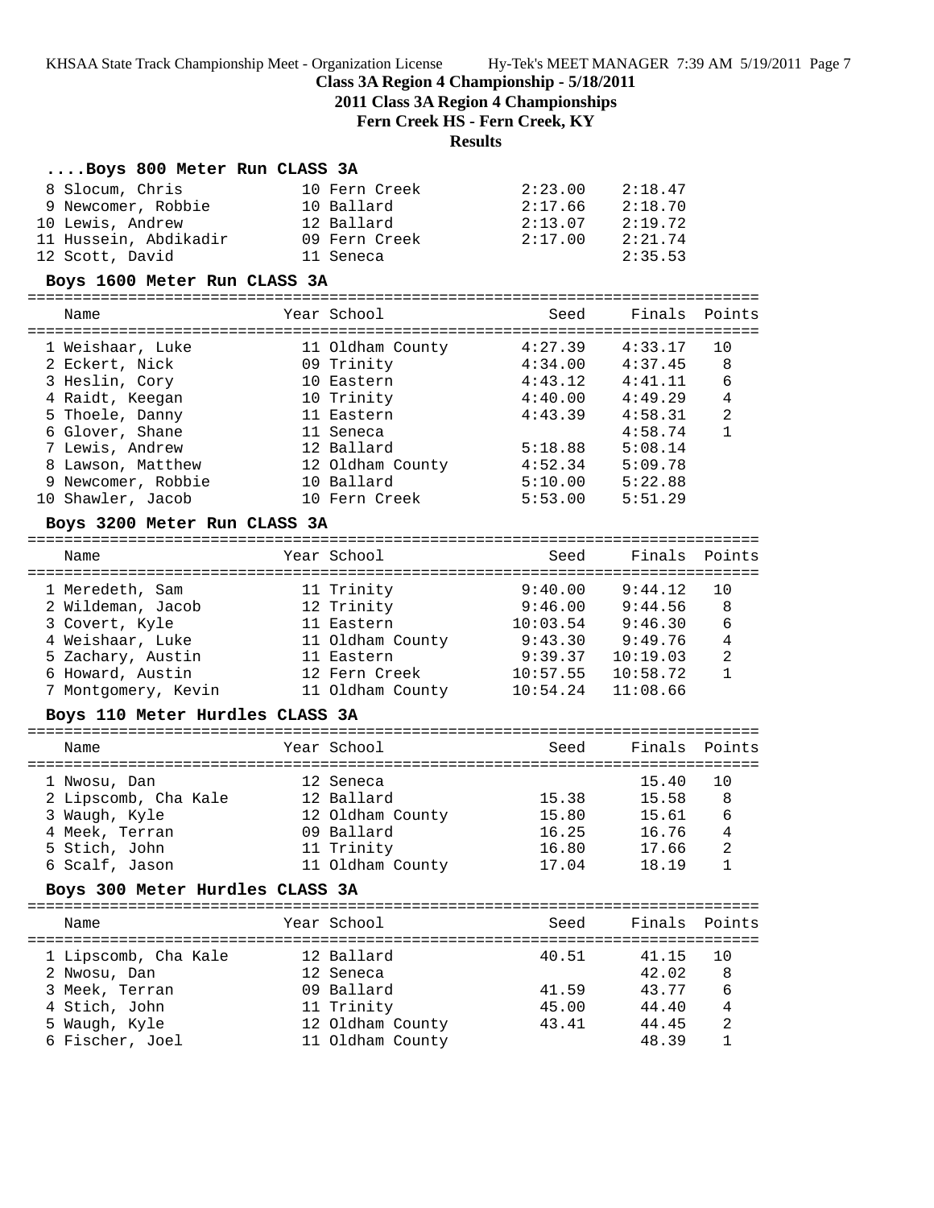**Class 3A Region 4 Championship - 5/18/2011**

**2011 Class 3A Region 4 Championships**

**Fern Creek HS - Fern Creek, KY**

**Results**

### ....Boys 800 Meter Run CLASS 3A

| Place | Name | Year | School | Seed | Finals | Points |
|---|---|---|---|---|---|---|
| 8 | Slocum, Chris | 10 | Fern Creek | 2:23.00 | 2:18.47 | |
| 9 | Newcomer, Robbie | 10 | Ballard | 2:17.66 | 2:18.70 | |
| 10 | Lewis, Andrew | 12 | Ballard | 2:13.07 | 2:19.72 | |
| 11 | Hussein, Abdikadir | 09 | Fern Creek | 2:17.00 | 2:21.74 | |
| 12 | Scott, David | 11 | Seneca | | 2:35.53 | |

### Boys 1600 Meter Run CLASS 3A

| Place | Name | Year | School | Seed | Finals | Points |
|---|---|---|---|---|---|---|
| 1 | Weishaar, Luke | 11 | Oldham County | 4:27.39 | 4:33.17 | 10 |
| 2 | Eckert, Nick | 09 | Trinity | 4:34.00 | 4:37.45 | 8 |
| 3 | Heslin, Cory | 10 | Eastern | 4:43.12 | 4:41.11 | 6 |
| 4 | Raidt, Keegan | 10 | Trinity | 4:40.00 | 4:49.29 | 4 |
| 5 | Thoele, Danny | 11 | Eastern | 4:43.39 | 4:58.31 | 2 |
| 6 | Glover, Shane | 11 | Seneca | | 4:58.74 | 1 |
| 7 | Lewis, Andrew | 12 | Ballard | 5:18.88 | 5:08.14 | |
| 8 | Lawson, Matthew | 12 | Oldham County | 4:52.34 | 5:09.78 | |
| 9 | Newcomer, Robbie | 10 | Ballard | 5:10.00 | 5:22.88 | |
| 10 | Shawler, Jacob | 10 | Fern Creek | 5:53.00 | 5:51.29 | |

### Boys 3200 Meter Run CLASS 3A

| Place | Name | Year | School | Seed | Finals | Points |
|---|---|---|---|---|---|---|
| 1 | Meredeth, Sam | 11 | Trinity | 9:40.00 | 9:44.12 | 10 |
| 2 | Wildeman, Jacob | 12 | Trinity | 9:46.00 | 9:44.56 | 8 |
| 3 | Covert, Kyle | 11 | Eastern | 10:03.54 | 9:46.30 | 6 |
| 4 | Weishaar, Luke | 11 | Oldham County | 9:43.30 | 9:49.76 | 4 |
| 5 | Zachary, Austin | 11 | Eastern | 9:39.37 | 10:19.03 | 2 |
| 6 | Howard, Austin | 12 | Fern Creek | 10:57.55 | 10:58.72 | 1 |
| 7 | Montgomery, Kevin | 11 | Oldham County | 10:54.24 | 11:08.66 | |

### Boys 110 Meter Hurdles CLASS 3A

| Place | Name | Year | School | Seed | Finals | Points |
|---|---|---|---|---|---|---|
| 1 | Nwosu, Dan | 12 | Seneca | | 15.40 | 10 |
| 2 | Lipscomb, Cha Kale | 12 | Ballard | 15.38 | 15.58 | 8 |
| 3 | Waugh, Kyle | 12 | Oldham County | 15.80 | 15.61 | 6 |
| 4 | Meek, Terran | 09 | Ballard | 16.25 | 16.76 | 4 |
| 5 | Stich, John | 11 | Trinity | 16.80 | 17.66 | 2 |
| 6 | Scalf, Jason | 11 | Oldham County | 17.04 | 18.19 | 1 |

### Boys 300 Meter Hurdles CLASS 3A

| Place | Name | Year | School | Seed | Finals | Points |
|---|---|---|---|---|---|---|
| 1 | Lipscomb, Cha Kale | 12 | Ballard | 40.51 | 41.15 | 10 |
| 2 | Nwosu, Dan | 12 | Seneca | | 42.02 | 8 |
| 3 | Meek, Terran | 09 | Ballard | 41.59 | 43.77 | 6 |
| 4 | Stich, John | 11 | Trinity | 45.00 | 44.40 | 4 |
| 5 | Waugh, Kyle | 12 | Oldham County | 43.41 | 44.45 | 2 |
| 6 | Fischer, Joel | 11 | Oldham County | | 48.39 | 1 |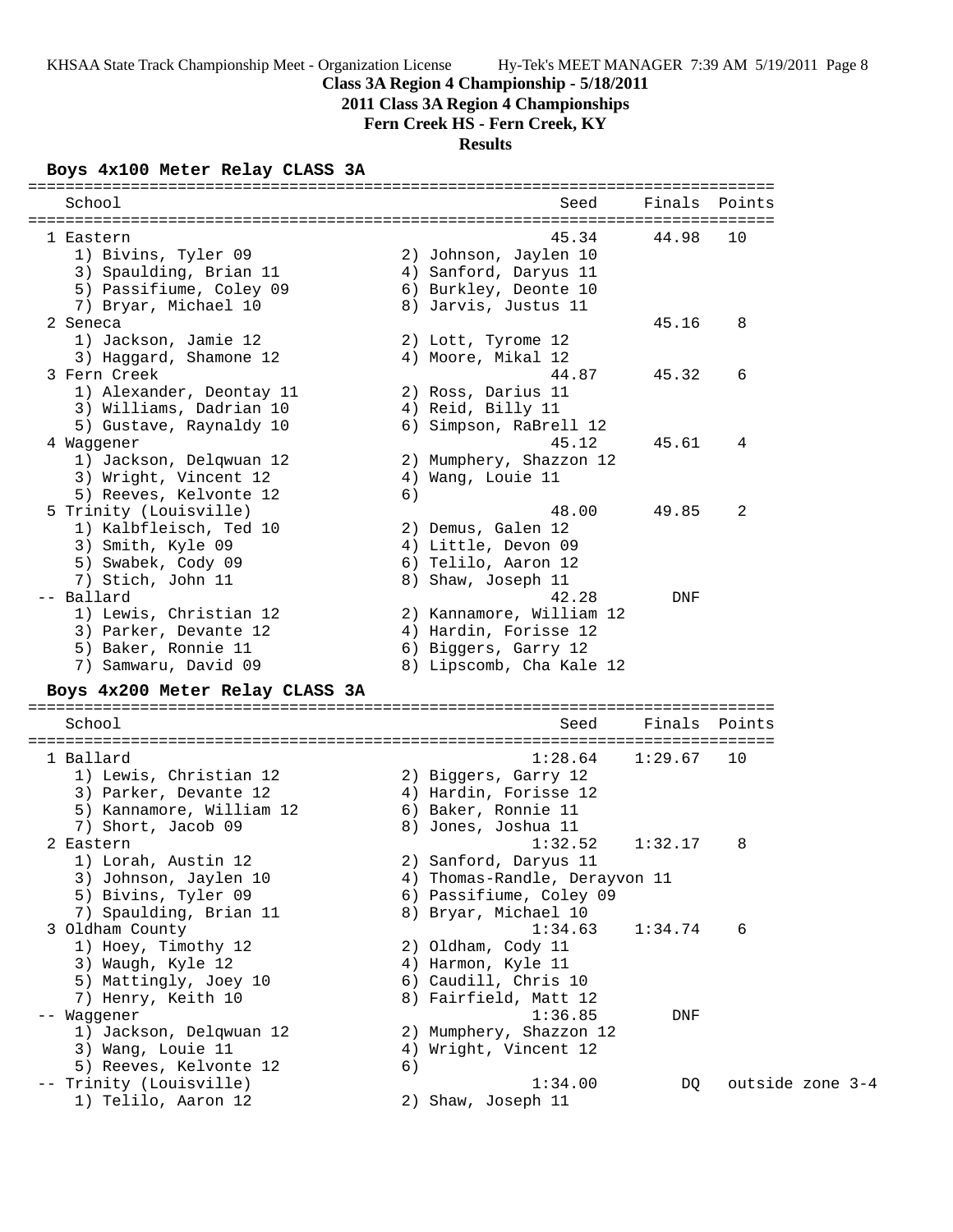# Class 3A Region 4 Championship - 5/18/2011

## 2011 Class 3A Region 4 Championships

## Fern Creek HS - Fern Creek, KY

## Results

### Boys 4x100 Meter Relay CLASS 3A

| School | Seed | Finals | Points |
|---|---|---|---|
| 1 Eastern | 45.34 | 44.98 | 10 |
| 1) Bivins, Tyler 09; 2) Johnson, Jaylen 10; 3) Spaulding, Brian 11; 4) Sanford, Daryus 11; 5) Passifiume, Coley 09; 6) Burkley, Deonte 10; 7) Bryar, Michael 10; 8) Jarvis, Justus 11 | | | |
| 2 Seneca | | 45.16 | 8 |
| 1) Jackson, Jamie 12; 2) Lott, Tyrome 12; 3) Haggard, Shamone 12; 4) Moore, Mikal 12 | | | |
| 3 Fern Creek | 44.87 | 45.32 | 6 |
| 1) Alexander, Deontay 11; 2) Ross, Darius 11; 3) Williams, Dadrian 10; 4) Reid, Billy 11; 5) Gustave, Raynaldy 10; 6) Simpson, RaBrell 12 | | | |
| 4 Waggener | 45.12 | 45.61 | 4 |
| 1) Jackson, Delqwuan 12; 2) Mumphery, Shazzon 12; 3) Wright, Vincent 12; 4) Wang, Louie 11; 5) Reeves, Kelvonte 12; 6) | | | |
| 5 Trinity (Louisville) | 48.00 | 49.85 | 2 |
| 1) Kalbfleisch, Ted 10; 2) Demus, Galen 12; 3) Smith, Kyle 09; 4) Little, Devon 09; 5) Swabek, Cody 09; 6) Telilo, Aaron 12; 7) Stich, John 11; 8) Shaw, Joseph 11 | | | |
| -- Ballard | 42.28 | DNF | |
| 1) Lewis, Christian 12; 2) Kannamore, William 12; 3) Parker, Devante 12; 4) Hardin, Forisse 12; 5) Baker, Ronnie 11; 6) Biggers, Garry 12; 7) Samwaru, David 09; 8) Lipscomb, Cha Kale 12 | | | |

### Boys 4x200 Meter Relay CLASS 3A

| School | Seed | Finals | Points |
|---|---|---|---|
| 1 Ballard | 1:28.64 | 1:29.67 | 10 |
| 1) Lewis, Christian 12; 2) Biggers, Garry 12; 3) Parker, Devante 12; 4) Hardin, Forisse 12; 5) Kannamore, William 12; 6) Baker, Ronnie 11; 7) Short, Jacob 09; 8) Jones, Joshua 11 | | | |
| 2 Eastern | 1:32.52 | 1:32.17 | 8 |
| 1) Lorah, Austin 12; 2) Sanford, Daryus 11; 3) Johnson, Jaylen 10; 4) Thomas-Randle, Derayvon 11; 5) Bivins, Tyler 09; 6) Passifiume, Coley 09; 7) Spaulding, Brian 11; 8) Bryar, Michael 10 | | | |
| 3 Oldham County | 1:34.63 | 1:34.74 | 6 |
| 1) Hoey, Timothy 12; 2) Oldham, Cody 11; 3) Waugh, Kyle 12; 4) Harmon, Kyle 11; 5) Mattingly, Joey 10; 6) Caudill, Chris 10; 7) Henry, Keith 10; 8) Fairfield, Matt 12 | | | |
| -- Waggener | 1:36.85 | DNF | |
| 1) Jackson, Delqwuan 12; 2) Mumphery, Shazzon 12; 3) Wang, Louie 11; 4) Wright, Vincent 12; 5) Reeves, Kelvonte 12; 6) | | | |
| -- Trinity (Louisville) | 1:34.00 | DQ | outside zone 3-4 |
| 1) Telilo, Aaron 12; 2) Shaw, Joseph 11 | | | |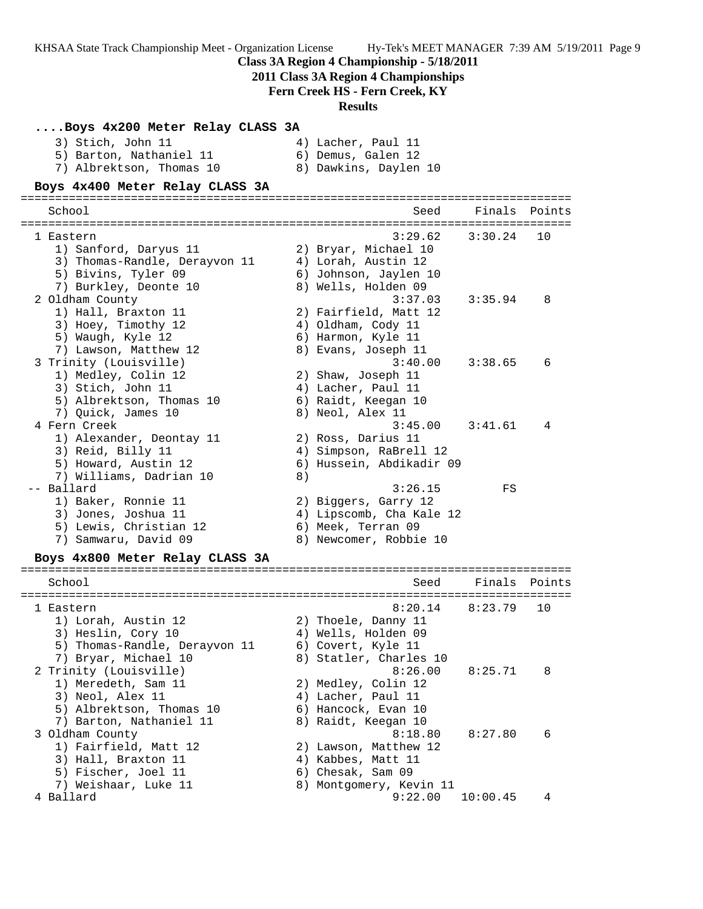### ....Boys 4x200 Meter Relay CLASS 3A

```
    3) Stich, John 11                 4) Lacher, Paul 11
    5) Barton, Nathaniel 11           6) Demus, Galen 12
    7) Albrektson, Thomas 10          8) Dawkins, Daylen 10
```

### Boys 4x400 Meter Relay CLASS 3A

```
================================================================================
   School                                                 Seed    Finals  Points
================================================================================
  1 Eastern                                            3:29.62   3:30.24   10
     1) Sanford, Daryus 11             2) Bryar, Michael 10
     3) Thomas-Randle, Derayvon 11     4) Lorah, Austin 12
     5) Bivins, Tyler 09               6) Johnson, Jaylen 10
     7) Burkley, Deonte 10             8) Wells, Holden 09
  2 Oldham County                                      3:37.03   3:35.94    8
     1) Hall, Braxton 11               2) Fairfield, Matt 12
     3) Hoey, Timothy 12               4) Oldham, Cody 11
     5) Waugh, Kyle 12                 6) Harmon, Kyle 11
     7) Lawson, Matthew 12             8) Evans, Joseph 11
  3 Trinity (Louisville)                               3:40.00   3:38.65    6
     1) Medley, Colin 12               2) Shaw, Joseph 11
     3) Stich, John 11                 4) Lacher, Paul 11
     5) Albrektson, Thomas 10          6) Raidt, Keegan 10
     7) Quick, James 10                8) Neol, Alex 11
  4 Fern Creek                                         3:45.00   3:41.61    4
     1) Alexander, Deontay 11          2) Ross, Darius 11
     3) Reid, Billy 11                 4) Simpson, RaBrell 12
     5) Howard, Austin 12              6) Hussein, Abdikadir 09
     7) Williams, Dadrian 10           8)
 -- Ballard                                            3:26.15        FS
     1) Baker, Ronnie 11               2) Biggers, Garry 12
     3) Jones, Joshua 11               4) Lipscomb, Cha Kale 12
     5) Lewis, Christian 12            6) Meek, Terran 09
     7) Samwaru, David 09              8) Newcomer, Robbie 10
```

### Boys 4x800 Meter Relay CLASS 3A

```
================================================================================
   School                                                 Seed    Finals  Points
================================================================================
  1 Eastern                                            8:20.14   8:23.79   10
     1) Lorah, Austin 12               2) Thoele, Danny 11
     3) Heslin, Cory 10                4) Wells, Holden 09
     5) Thomas-Randle, Derayvon 11     6) Covert, Kyle 11
     7) Bryar, Michael 10              8) Statler, Charles 10
  2 Trinity (Louisville)                               8:26.00   8:25.71    8
     1) Meredeth, Sam 11               2) Medley, Colin 12
     3) Neol, Alex 11                  4) Lacher, Paul 11
     5) Albrektson, Thomas 10          6) Hancock, Evan 10
     7) Barton, Nathaniel 11           8) Raidt, Keegan 10
  3 Oldham County                                      8:18.80   8:27.80    6
     1) Fairfield, Matt 12             2) Lawson, Matthew 12
     3) Hall, Braxton 11               4) Kabbes, Matt 11
     5) Fischer, Joel 11               6) Chesak, Sam 09
     7) Weishaar, Luke 11              8) Montgomery, Kevin 11
  4 Ballard                                            9:22.00  10:00.45    4
```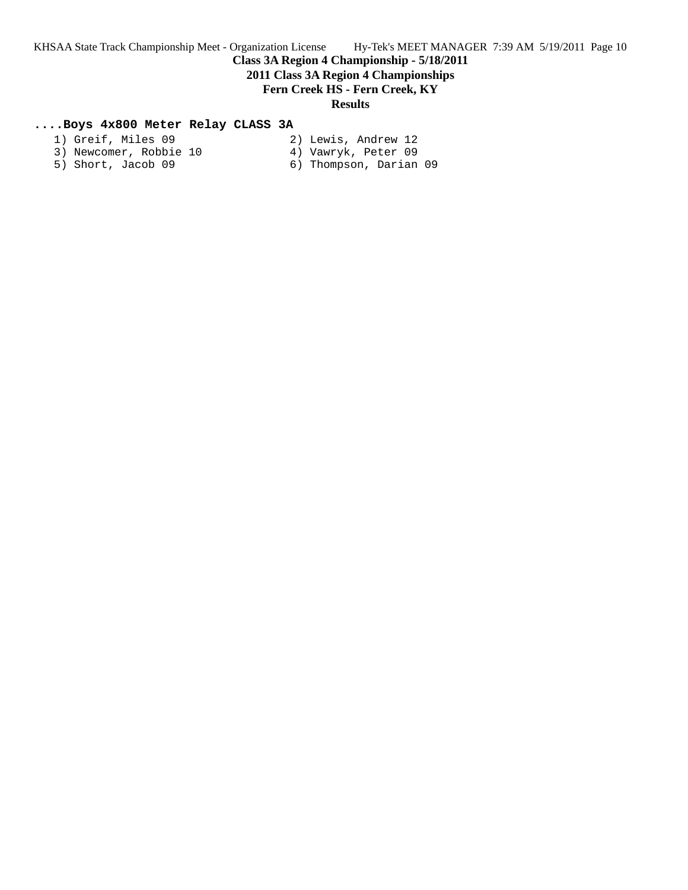#### ....Boys 4x800 Meter Relay CLASS 3A

1) Greif, Miles 09
2) Lewis, Andrew 12
3) Newcomer, Robbie 10
4) Vawryk, Peter 09
5) Short, Jacob 09
6) Thompson, Darian 09